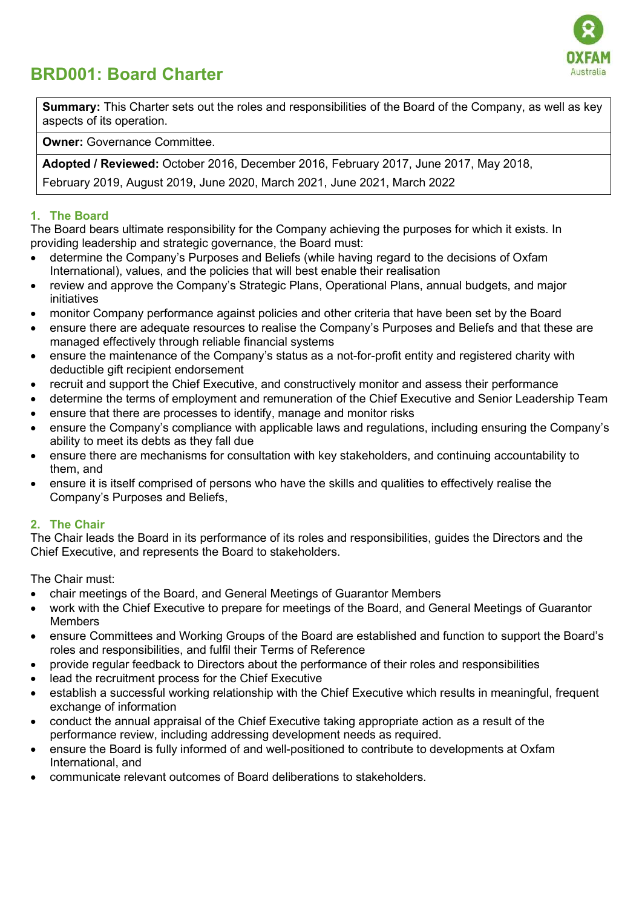# BRD001: Board Charter

| **Summary:** This Charter sets out the roles and responsibilities of the Board of the Company, as well as key aspects of its operation. |
|---|
| **Owner:** Governance Committee. |
| **Adopted / Reviewed:** October 2016, December 2016, February 2017, June 2017, May 2018, February 2019, August 2019, June 2020, March 2021, June 2021, March 2022 |

## 1. The Board

The Board bears ultimate responsibility for the Company achieving the purposes for which it exists. In providing leadership and strategic governance, the Board must:

- determine the Company's Purposes and Beliefs (while having regard to the decisions of Oxfam International), values, and the policies that will best enable their realisation
- review and approve the Company's Strategic Plans, Operational Plans, annual budgets, and major initiatives
- monitor Company performance against policies and other criteria that have been set by the Board
- ensure there are adequate resources to realise the Company's Purposes and Beliefs and that these are managed effectively through reliable financial systems
- ensure the maintenance of the Company's status as a not-for-profit entity and registered charity with deductible gift recipient endorsement
- recruit and support the Chief Executive, and constructively monitor and assess their performance
- determine the terms of employment and remuneration of the Chief Executive and Senior Leadership Team
- ensure that there are processes to identify, manage and monitor risks
- ensure the Company's compliance with applicable laws and regulations, including ensuring the Company's ability to meet its debts as they fall due
- ensure there are mechanisms for consultation with key stakeholders, and continuing accountability to them, and
- ensure it is itself comprised of persons who have the skills and qualities to effectively realise the Company's Purposes and Beliefs,

## 2. The Chair

The Chair leads the Board in its performance of its roles and responsibilities, guides the Directors and the Chief Executive, and represents the Board to stakeholders.

The Chair must:

- chair meetings of the Board, and General Meetings of Guarantor Members
- work with the Chief Executive to prepare for meetings of the Board, and General Meetings of Guarantor Members
- ensure Committees and Working Groups of the Board are established and function to support the Board's roles and responsibilities, and fulfil their Terms of Reference
- provide regular feedback to Directors about the performance of their roles and responsibilities
- lead the recruitment process for the Chief Executive
- establish a successful working relationship with the Chief Executive which results in meaningful, frequent exchange of information
- conduct the annual appraisal of the Chief Executive taking appropriate action as a result of the performance review, including addressing development needs as required.
- ensure the Board is fully informed of and well-positioned to contribute to developments at Oxfam International, and
- communicate relevant outcomes of Board deliberations to stakeholders.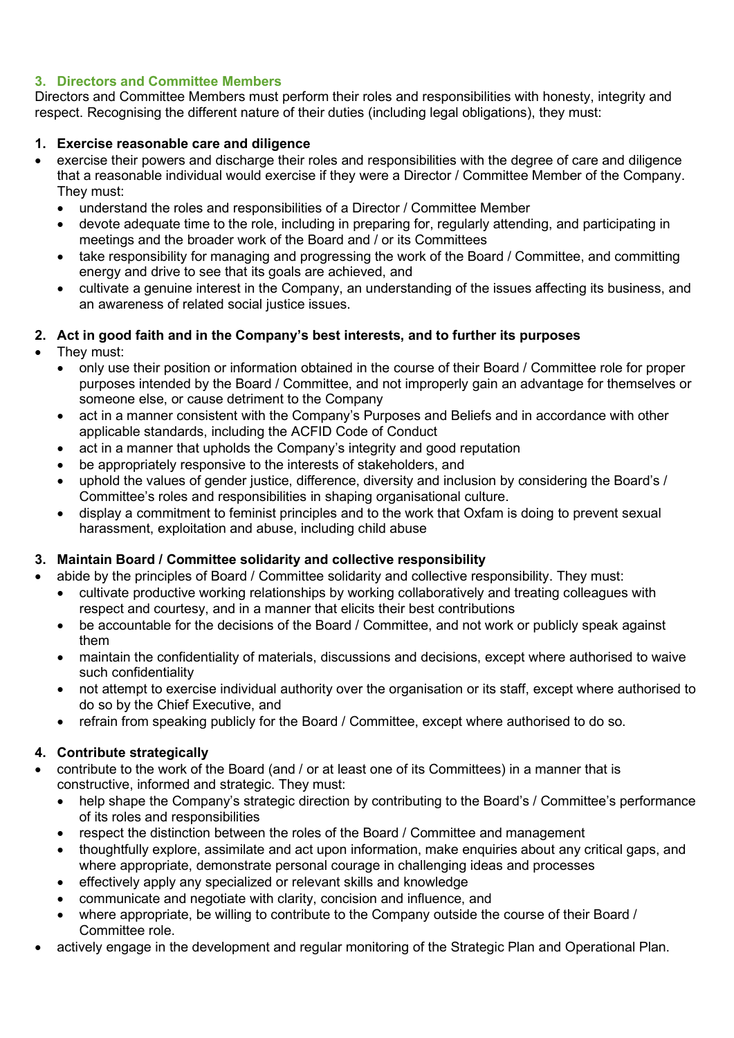## 3. Directors and Committee Members

Directors and Committee Members must perform their roles and responsibilities with honesty, integrity and respect. Recognising the different nature of their duties (including legal obligations), they must:

**1. Exercise reasonable care and diligence**

- exercise their powers and discharge their roles and responsibilities with the degree of care and diligence that a reasonable individual would exercise if they were a Director / Committee Member of the Company. They must:
  - understand the roles and responsibilities of a Director / Committee Member
  - devote adequate time to the role, including in preparing for, regularly attending, and participating in meetings and the broader work of the Board and / or its Committees
  - take responsibility for managing and progressing the work of the Board / Committee, and committing energy and drive to see that its goals are achieved, and
  - cultivate a genuine interest in the Company, an understanding of the issues affecting its business, and an awareness of related social justice issues.

**2. Act in good faith and in the Company's best interests, and to further its purposes**

- They must:
  - only use their position or information obtained in the course of their Board / Committee role for proper purposes intended by the Board / Committee, and not improperly gain an advantage for themselves or someone else, or cause detriment to the Company
  - act in a manner consistent with the Company's Purposes and Beliefs and in accordance with other applicable standards, including the ACFID Code of Conduct
  - act in a manner that upholds the Company's integrity and good reputation
  - be appropriately responsive to the interests of stakeholders, and
  - uphold the values of gender justice, difference, diversity and inclusion by considering the Board's / Committee's roles and responsibilities in shaping organisational culture.
  - display a commitment to feminist principles and to the work that Oxfam is doing to prevent sexual harassment, exploitation and abuse, including child abuse

**3. Maintain Board / Committee solidarity and collective responsibility**

- abide by the principles of Board / Committee solidarity and collective responsibility. They must:
  - cultivate productive working relationships by working collaboratively and treating colleagues with respect and courtesy, and in a manner that elicits their best contributions
  - be accountable for the decisions of the Board / Committee, and not work or publicly speak against them
  - maintain the confidentiality of materials, discussions and decisions, except where authorised to waive such confidentiality
  - not attempt to exercise individual authority over the organisation or its staff, except where authorised to do so by the Chief Executive, and
  - refrain from speaking publicly for the Board / Committee, except where authorised to do so.

**4. Contribute strategically**

- contribute to the work of the Board (and / or at least one of its Committees) in a manner that is constructive, informed and strategic. They must:
  - help shape the Company's strategic direction by contributing to the Board's / Committee's performance of its roles and responsibilities
  - respect the distinction between the roles of the Board / Committee and management
  - thoughtfully explore, assimilate and act upon information, make enquiries about any critical gaps, and where appropriate, demonstrate personal courage in challenging ideas and processes
  - effectively apply any specialized or relevant skills and knowledge
  - communicate and negotiate with clarity, concision and influence, and
  - where appropriate, be willing to contribute to the Company outside the course of their Board / Committee role.
- actively engage in the development and regular monitoring of the Strategic Plan and Operational Plan.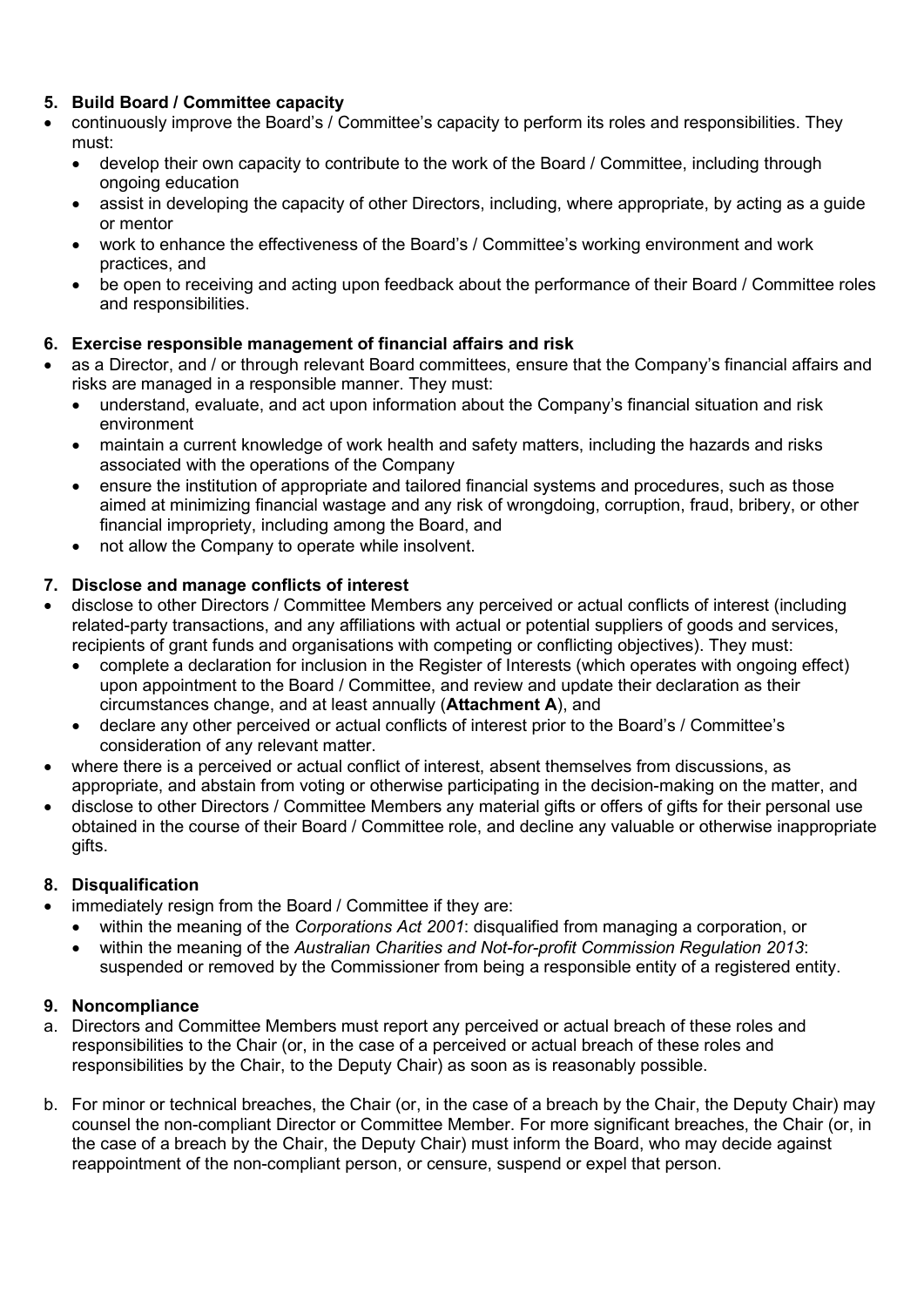**5. Build Board / Committee capacity**

- continuously improve the Board's / Committee's capacity to perform its roles and responsibilities. They must:
  - develop their own capacity to contribute to the work of the Board / Committee, including through ongoing education
  - assist in developing the capacity of other Directors, including, where appropriate, by acting as a guide or mentor
  - work to enhance the effectiveness of the Board's / Committee's working environment and work practices, and
  - be open to receiving and acting upon feedback about the performance of their Board / Committee roles and responsibilities.

**6. Exercise responsible management of financial affairs and risk**

- as a Director, and / or through relevant Board committees, ensure that the Company's financial affairs and risks are managed in a responsible manner. They must:
  - understand, evaluate, and act upon information about the Company's financial situation and risk environment
  - maintain a current knowledge of work health and safety matters, including the hazards and risks associated with the operations of the Company
  - ensure the institution of appropriate and tailored financial systems and procedures, such as those aimed at minimizing financial wastage and any risk of wrongdoing, corruption, fraud, bribery, or other financial impropriety, including among the Board, and
  - not allow the Company to operate while insolvent.

**7. Disclose and manage conflicts of interest**

- disclose to other Directors / Committee Members any perceived or actual conflicts of interest (including related-party transactions, and any affiliations with actual or potential suppliers of goods and services, recipients of grant funds and organisations with competing or conflicting objectives). They must:
  - complete a declaration for inclusion in the Register of Interests (which operates with ongoing effect) upon appointment to the Board / Committee, and review and update their declaration as their circumstances change, and at least annually (**Attachment A**), and
  - declare any other perceived or actual conflicts of interest prior to the Board's / Committee's consideration of any relevant matter.
- where there is a perceived or actual conflict of interest, absent themselves from discussions, as appropriate, and abstain from voting or otherwise participating in the decision-making on the matter, and
- disclose to other Directors / Committee Members any material gifts or offers of gifts for their personal use obtained in the course of their Board / Committee role, and decline any valuable or otherwise inappropriate gifts.

**8. Disqualification**

- immediately resign from the Board / Committee if they are:
  - within the meaning of the *Corporations Act 2001*: disqualified from managing a corporation, or
  - within the meaning of the *Australian Charities and Not-for-profit Commission Regulation 2013*: suspended or removed by the Commissioner from being a responsible entity of a registered entity.

**9. Noncompliance**

a. Directors and Committee Members must report any perceived or actual breach of these roles and responsibilities to the Chair (or, in the case of a perceived or actual breach of these roles and responsibilities by the Chair, to the Deputy Chair) as soon as is reasonably possible.

b. For minor or technical breaches, the Chair (or, in the case of a breach by the Chair, the Deputy Chair) may counsel the non-compliant Director or Committee Member. For more significant breaches, the Chair (or, in the case of a breach by the Chair, the Deputy Chair) must inform the Board, who may decide against reappointment of the non-compliant person, or censure, suspend or expel that person.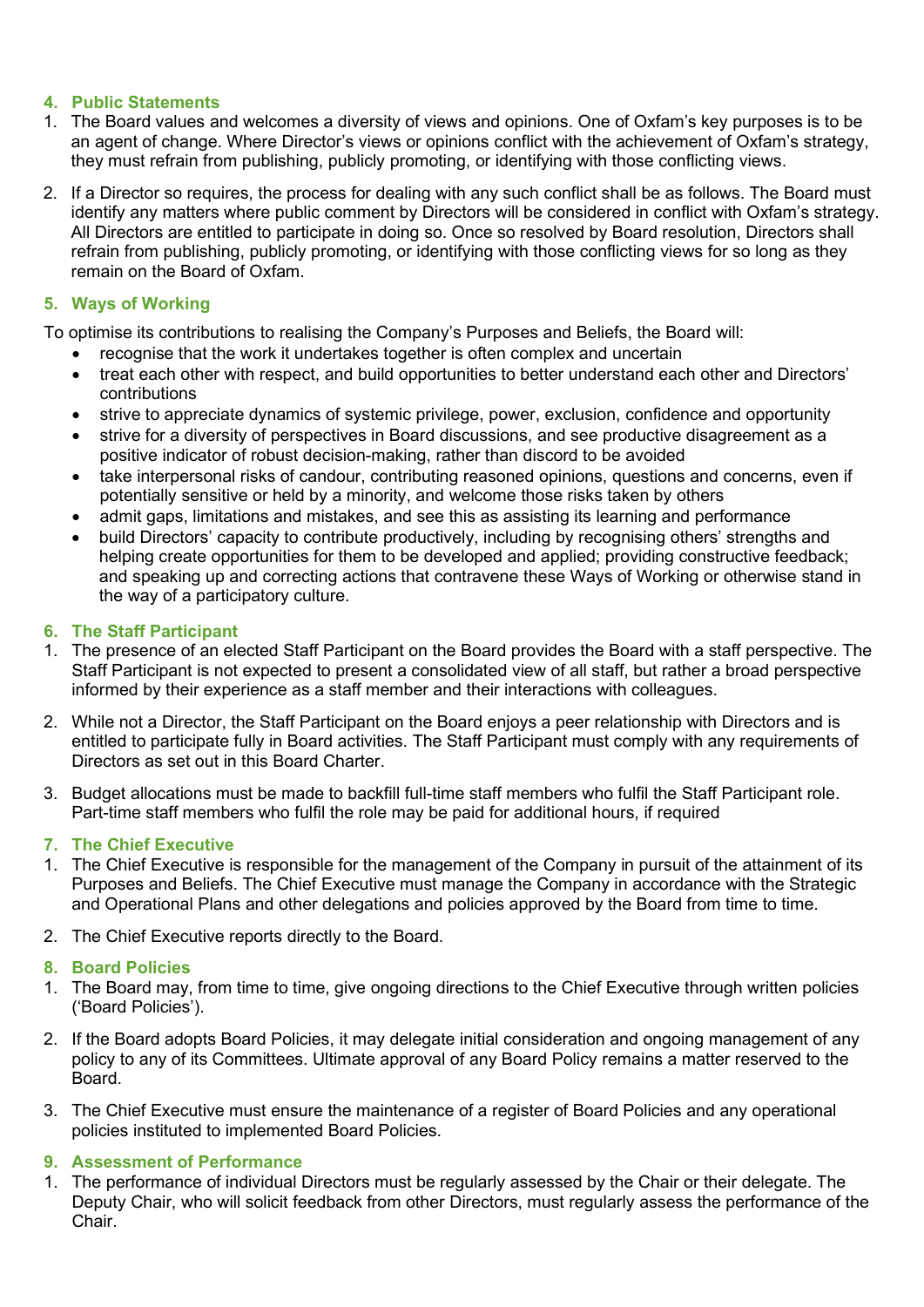## 4. Public Statements

1. The Board values and welcomes a diversity of views and opinions. One of Oxfam's key purposes is to be an agent of change. Where Director's views or opinions conflict with the achievement of Oxfam's strategy, they must refrain from publishing, publicly promoting, or identifying with those conflicting views.

2. If a Director so requires, the process for dealing with any such conflict shall be as follows. The Board must identify any matters where public comment by Directors will be considered in conflict with Oxfam's strategy. All Directors are entitled to participate in doing so. Once so resolved by Board resolution, Directors shall refrain from publishing, publicly promoting, or identifying with those conflicting views for so long as they remain on the Board of Oxfam.

## 5. Ways of Working

To optimise its contributions to realising the Company's Purposes and Beliefs, the Board will:

- recognise that the work it undertakes together is often complex and uncertain
- treat each other with respect, and build opportunities to better understand each other and Directors' contributions
- strive to appreciate dynamics of systemic privilege, power, exclusion, confidence and opportunity
- strive for a diversity of perspectives in Board discussions, and see productive disagreement as a positive indicator of robust decision-making, rather than discord to be avoided
- take interpersonal risks of candour, contributing reasoned opinions, questions and concerns, even if potentially sensitive or held by a minority, and welcome those risks taken by others
- admit gaps, limitations and mistakes, and see this as assisting its learning and performance
- build Directors' capacity to contribute productively, including by recognising others' strengths and helping create opportunities for them to be developed and applied; providing constructive feedback; and speaking up and correcting actions that contravene these Ways of Working or otherwise stand in the way of a participatory culture.

## 6. The Staff Participant

1. The presence of an elected Staff Participant on the Board provides the Board with a staff perspective. The Staff Participant is not expected to present a consolidated view of all staff, but rather a broad perspective informed by their experience as a staff member and their interactions with colleagues.

2. While not a Director, the Staff Participant on the Board enjoys a peer relationship with Directors and is entitled to participate fully in Board activities. The Staff Participant must comply with any requirements of Directors as set out in this Board Charter.

3. Budget allocations must be made to backfill full-time staff members who fulfil the Staff Participant role. Part-time staff members who fulfil the role may be paid for additional hours, if required

## 7. The Chief Executive

1. The Chief Executive is responsible for the management of the Company in pursuit of the attainment of its Purposes and Beliefs. The Chief Executive must manage the Company in accordance with the Strategic and Operational Plans and other delegations and policies approved by the Board from time to time.

2. The Chief Executive reports directly to the Board.

## 8. Board Policies

1. The Board may, from time to time, give ongoing directions to the Chief Executive through written policies ('Board Policies').

2. If the Board adopts Board Policies, it may delegate initial consideration and ongoing management of any policy to any of its Committees. Ultimate approval of any Board Policy remains a matter reserved to the Board.

3. The Chief Executive must ensure the maintenance of a register of Board Policies and any operational policies instituted to implemented Board Policies.

## 9. Assessment of Performance

1. The performance of individual Directors must be regularly assessed by the Chair or their delegate. The Deputy Chair, who will solicit feedback from other Directors, must regularly assess the performance of the Chair.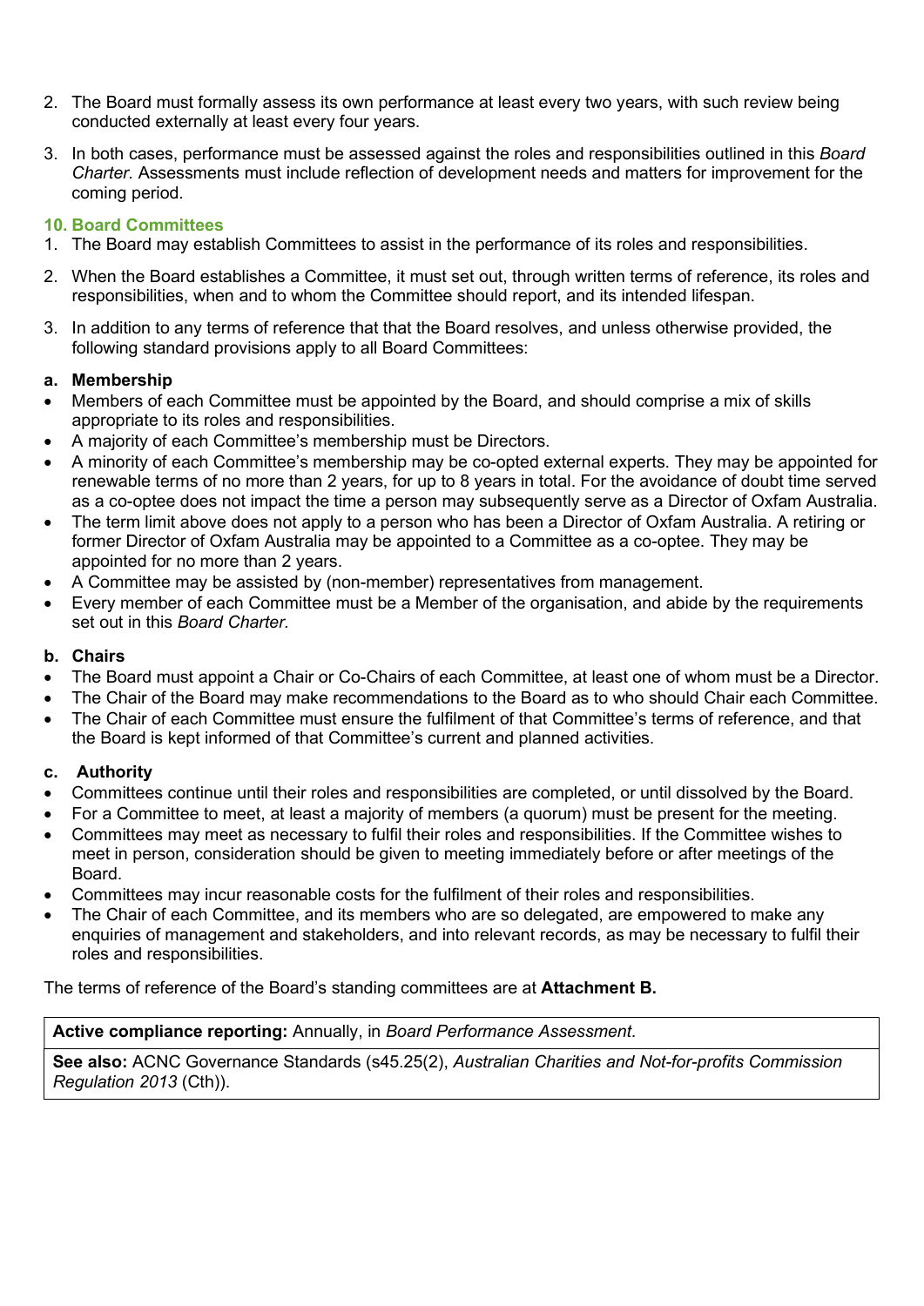2. The Board must formally assess its own performance at least every two years, with such review being conducted externally at least every four years.

3. In both cases, performance must be assessed against the roles and responsibilities outlined in this *Board Charter*. Assessments must include reflection of development needs and matters for improvement for the coming period.

## 10. Board Committees

1. The Board may establish Committees to assist in the performance of its roles and responsibilities.

2. When the Board establishes a Committee, it must set out, through written terms of reference, its roles and responsibilities, when and to whom the Committee should report, and its intended lifespan.

3. In addition to any terms of reference that that the Board resolves, and unless otherwise provided, the following standard provisions apply to all Board Committees:

### a. Membership

- Members of each Committee must be appointed by the Board, and should comprise a mix of skills appropriate to its roles and responsibilities.
- A majority of each Committee's membership must be Directors.
- A minority of each Committee's membership may be co-opted external experts. They may be appointed for renewable terms of no more than 2 years, for up to 8 years in total. For the avoidance of doubt time served as a co-optee does not impact the time a person may subsequently serve as a Director of Oxfam Australia.
- The term limit above does not apply to a person who has been a Director of Oxfam Australia. A retiring or former Director of Oxfam Australia may be appointed to a Committee as a co-optee. They may be appointed for no more than 2 years.
- A Committee may be assisted by (non-member) representatives from management.
- Every member of each Committee must be a Member of the organisation, and abide by the requirements set out in this *Board Charter*.

### b. Chairs

- The Board must appoint a Chair or Co-Chairs of each Committee, at least one of whom must be a Director.
- The Chair of the Board may make recommendations to the Board as to who should Chair each Committee.
- The Chair of each Committee must ensure the fulfilment of that Committee's terms of reference, and that the Board is kept informed of that Committee's current and planned activities.

### c. Authority

- Committees continue until their roles and responsibilities are completed, or until dissolved by the Board.
- For a Committee to meet, at least a majority of members (a quorum) must be present for the meeting.
- Committees may meet as necessary to fulfil their roles and responsibilities. If the Committee wishes to meet in person, consideration should be given to meeting immediately before or after meetings of the Board.
- Committees may incur reasonable costs for the fulfilment of their roles and responsibilities.
- The Chair of each Committee, and its members who are so delegated, are empowered to make any enquiries of management and stakeholders, and into relevant records, as may be necessary to fulfil their roles and responsibilities.

The terms of reference of the Board's standing committees are at **Attachment B.**

| **Active compliance reporting:** Annually, in *Board Performance Assessment*. |
|---|
| **See also:** ACNC Governance Standards (s45.25(2), *Australian Charities and Not-for-profits Commission Regulation 2013* (Cth)). |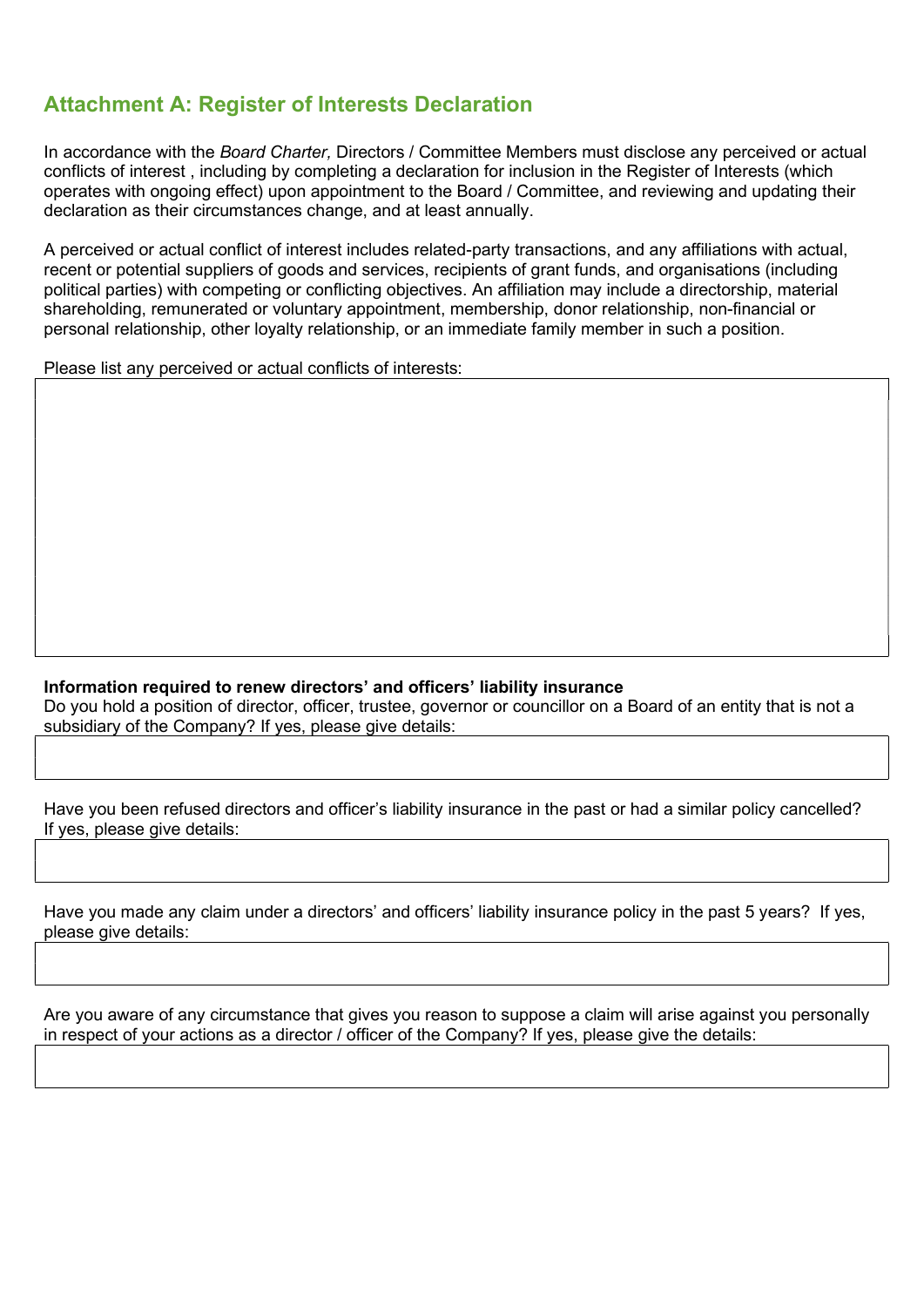## Attachment A: Register of Interests Declaration

In accordance with the *Board Charter,* Directors / Committee Members must disclose any perceived or actual conflicts of interest , including by completing a declaration for inclusion in the Register of Interests (which operates with ongoing effect) upon appointment to the Board / Committee, and reviewing and updating their declaration as their circumstances change, and at least annually.

A perceived or actual conflict of interest includes related-party transactions, and any affiliations with actual, recent or potential suppliers of goods and services, recipients of grant funds, and organisations (including political parties) with competing or conflicting objectives. An affiliation may include a directorship, material shareholding, remunerated or voluntary appointment, membership, donor relationship, non-financial or personal relationship, other loyalty relationship, or an immediate family member in such a position.

Please list any perceived or actual conflicts of interests:

| |
|---|
| |

**Information required to renew directors' and officers' liability insurance**

Do you hold a position of director, officer, trustee, governor or councillor on a Board of an entity that is not a subsidiary of the Company? If yes, please give details:

| |
|---|
| |

Have you been refused directors and officer's liability insurance in the past or had a similar policy cancelled? If yes, please give details:

| |
|---|
| |

Have you made any claim under a directors' and officers' liability insurance policy in the past 5 years? If yes, please give details:

| |
|---|
| |

Are you aware of any circumstance that gives you reason to suppose a claim will arise against you personally in respect of your actions as a director / officer of the Company? If yes, please give the details:

| |
|---|
| |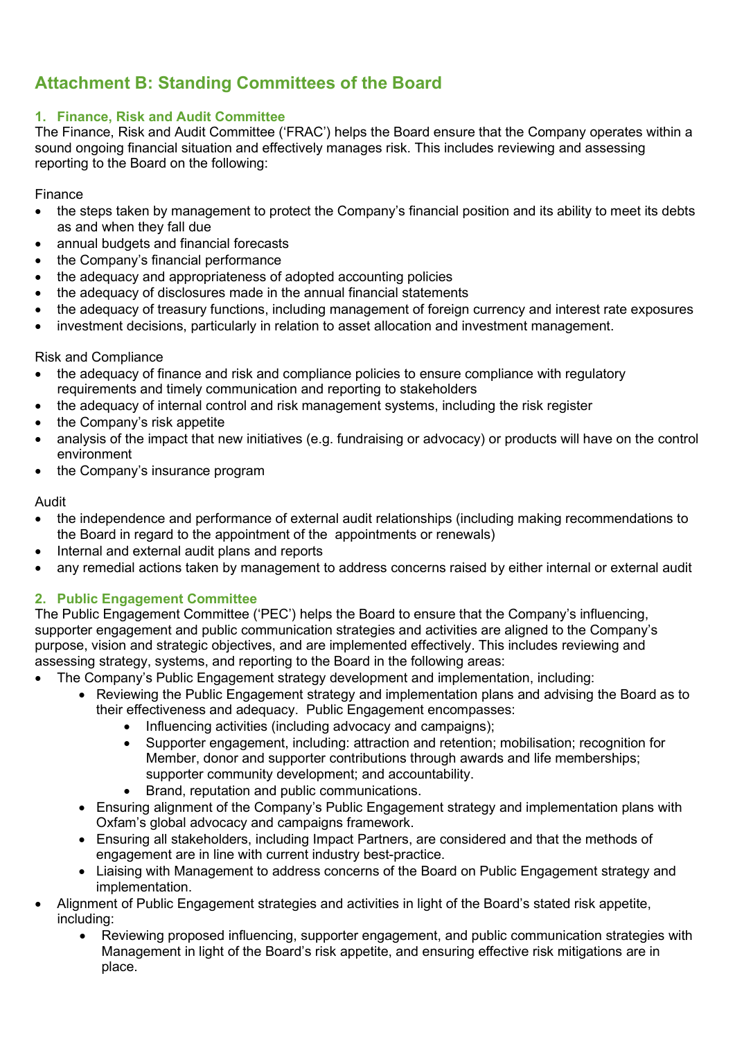# Attachment B: Standing Committees of the Board

## 1. Finance, Risk and Audit Committee

The Finance, Risk and Audit Committee ('FRAC') helps the Board ensure that the Company operates within a sound ongoing financial situation and effectively manages risk. This includes reviewing and assessing reporting to the Board on the following:

Finance

- the steps taken by management to protect the Company's financial position and its ability to meet its debts as and when they fall due
- annual budgets and financial forecasts
- the Company's financial performance
- the adequacy and appropriateness of adopted accounting policies
- the adequacy of disclosures made in the annual financial statements
- the adequacy of treasury functions, including management of foreign currency and interest rate exposures
- investment decisions, particularly in relation to asset allocation and investment management.

Risk and Compliance

- the adequacy of finance and risk and compliance policies to ensure compliance with regulatory requirements and timely communication and reporting to stakeholders
- the adequacy of internal control and risk management systems, including the risk register
- the Company's risk appetite
- analysis of the impact that new initiatives (e.g. fundraising or advocacy) or products will have on the control environment
- the Company's insurance program

Audit

- the independence and performance of external audit relationships (including making recommendations to the Board in regard to the appointment of the appointments or renewals)
- Internal and external audit plans and reports
- any remedial actions taken by management to address concerns raised by either internal or external audit

## 2. Public Engagement Committee

The Public Engagement Committee ('PEC') helps the Board to ensure that the Company's influencing, supporter engagement and public communication strategies and activities are aligned to the Company's purpose, vision and strategic objectives, and are implemented effectively. This includes reviewing and assessing strategy, systems, and reporting to the Board in the following areas:

- The Company's Public Engagement strategy development and implementation, including:
  - Reviewing the Public Engagement strategy and implementation plans and advising the Board as to their effectiveness and adequacy. Public Engagement encompasses:
    - Influencing activities (including advocacy and campaigns);
    - Supporter engagement, including: attraction and retention; mobilisation; recognition for Member, donor and supporter contributions through awards and life memberships; supporter community development; and accountability.
    - Brand, reputation and public communications.
  - Ensuring alignment of the Company's Public Engagement strategy and implementation plans with Oxfam's global advocacy and campaigns framework.
  - Ensuring all stakeholders, including Impact Partners, are considered and that the methods of engagement are in line with current industry best-practice.
  - Liaising with Management to address concerns of the Board on Public Engagement strategy and implementation.
- Alignment of Public Engagement strategies and activities in light of the Board's stated risk appetite, including:
  - Reviewing proposed influencing, supporter engagement, and public communication strategies with Management in light of the Board's risk appetite, and ensuring effective risk mitigations are in place.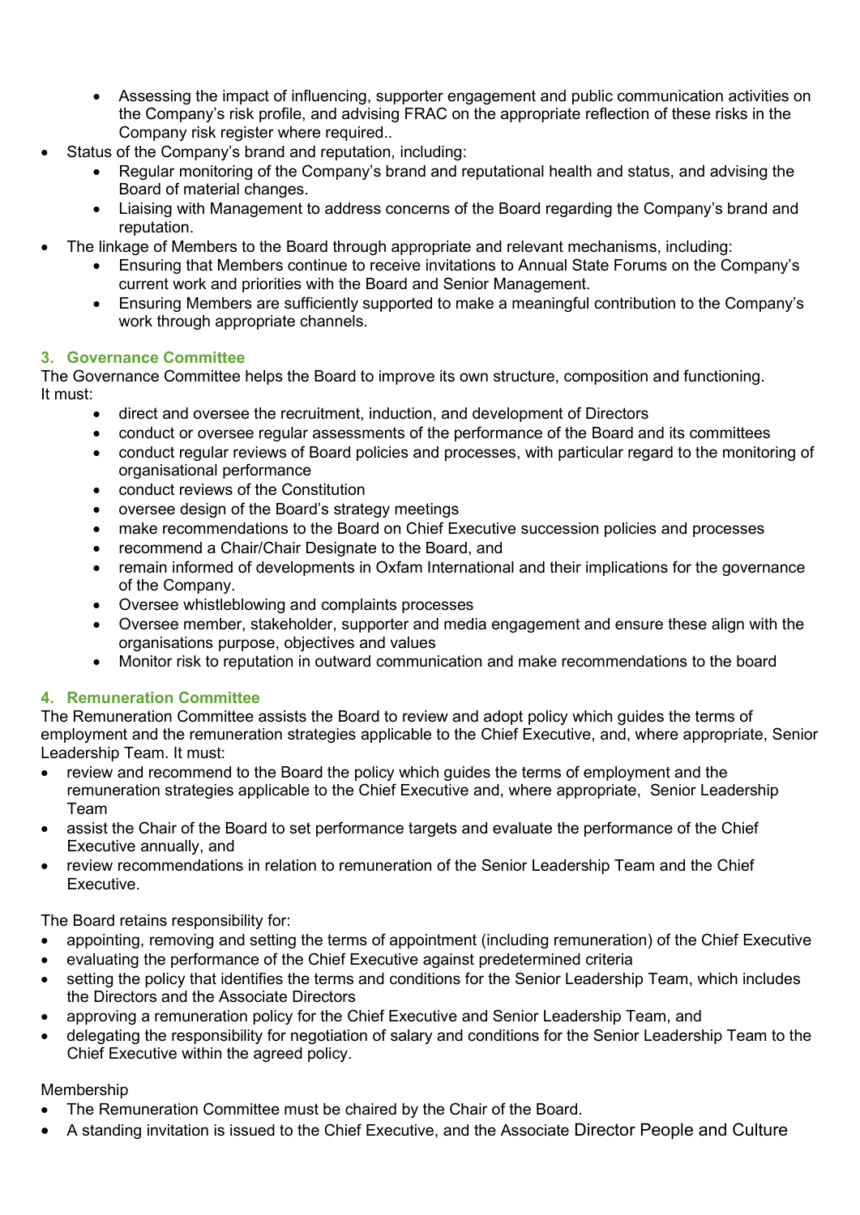- Assessing the impact of influencing, supporter engagement and public communication activities on the Company's risk profile, and advising FRAC on the appropriate reflection of these risks in the Company risk register where required..
- Status of the Company's brand and reputation, including:
  - Regular monitoring of the Company's brand and reputational health and status, and advising the Board of material changes.
  - Liaising with Management to address concerns of the Board regarding the Company's brand and reputation.
- The linkage of Members to the Board through appropriate and relevant mechanisms, including:
  - Ensuring that Members continue to receive invitations to Annual State Forums on the Company's current work and priorities with the Board and Senior Management.
  - Ensuring Members are sufficiently supported to make a meaningful contribution to the Company's work through appropriate channels.

### 3. Governance Committee

The Governance Committee helps the Board to improve its own structure, composition and functioning. It must:

- direct and oversee the recruitment, induction, and development of Directors
- conduct or oversee regular assessments of the performance of the Board and its committees
- conduct regular reviews of Board policies and processes, with particular regard to the monitoring of organisational performance
- conduct reviews of the Constitution
- oversee design of the Board's strategy meetings
- make recommendations to the Board on Chief Executive succession policies and processes
- recommend a Chair/Chair Designate to the Board, and
- remain informed of developments in Oxfam International and their implications for the governance of the Company.
- Oversee whistleblowing and complaints processes
- Oversee member, stakeholder, supporter and media engagement and ensure these align with the organisations purpose, objectives and values
- Monitor risk to reputation in outward communication and make recommendations to the board

### 4. Remuneration Committee

The Remuneration Committee assists the Board to review and adopt policy which guides the terms of employment and the remuneration strategies applicable to the Chief Executive, and, where appropriate, Senior Leadership Team. It must:

- review and recommend to the Board the policy which guides the terms of employment and the remuneration strategies applicable to the Chief Executive and, where appropriate, Senior Leadership Team
- assist the Chair of the Board to set performance targets and evaluate the performance of the Chief Executive annually, and
- review recommendations in relation to remuneration of the Senior Leadership Team and the Chief Executive.

The Board retains responsibility for:

- appointing, removing and setting the terms of appointment (including remuneration) of the Chief Executive
- evaluating the performance of the Chief Executive against predetermined criteria
- setting the policy that identifies the terms and conditions for the Senior Leadership Team, which includes the Directors and the Associate Directors
- approving a remuneration policy for the Chief Executive and Senior Leadership Team, and
- delegating the responsibility for negotiation of salary and conditions for the Senior Leadership Team to the Chief Executive within the agreed policy.

Membership

- The Remuneration Committee must be chaired by the Chair of the Board.
- A standing invitation is issued to the Chief Executive, and the Associate Director People and Culture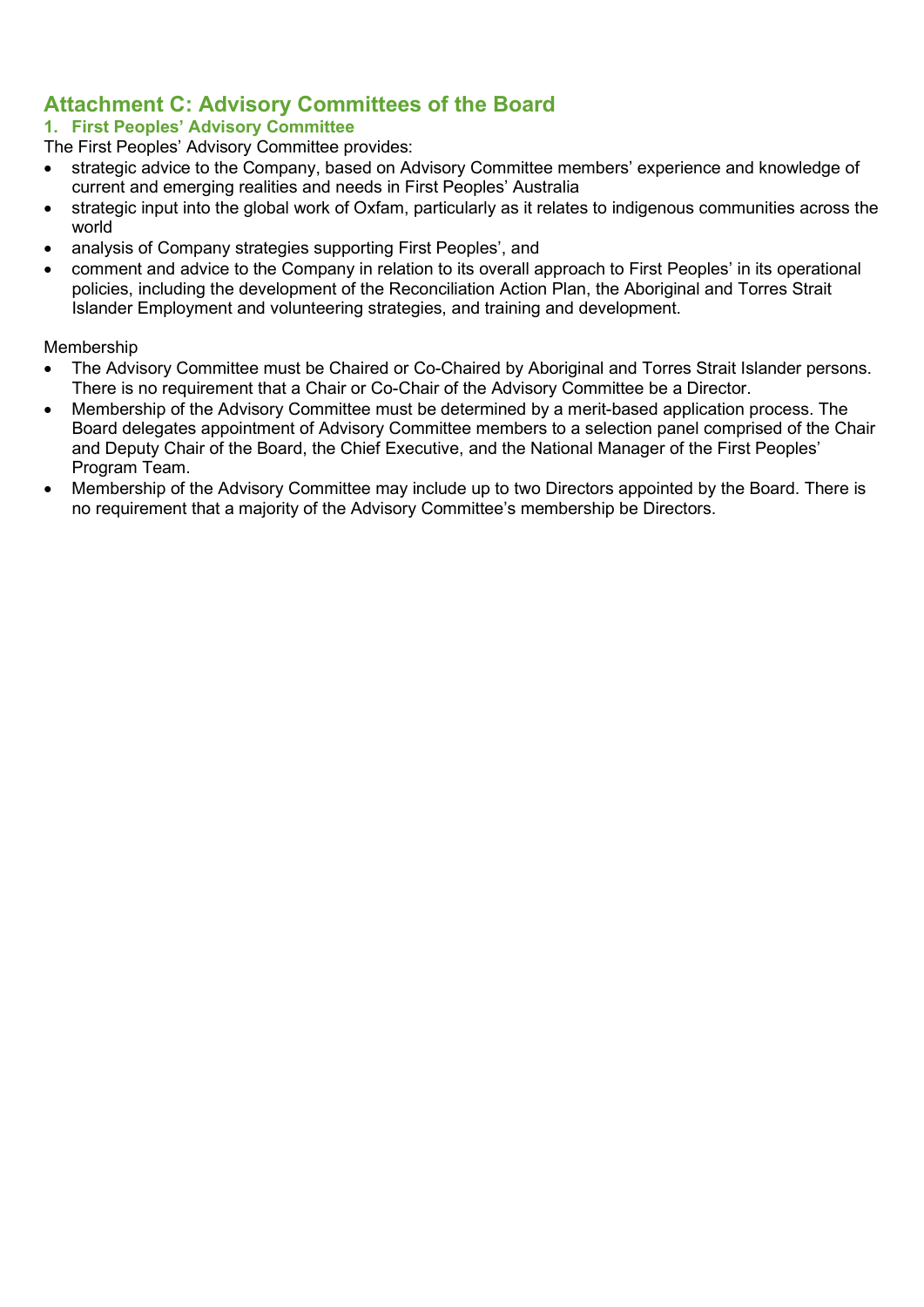# Attachment C: Advisory Committees of the Board

## 1. First Peoples' Advisory Committee

The First Peoples' Advisory Committee provides:

- strategic advice to the Company, based on Advisory Committee members' experience and knowledge of current and emerging realities and needs in First Peoples' Australia
- strategic input into the global work of Oxfam, particularly as it relates to indigenous communities across the world
- analysis of Company strategies supporting First Peoples', and
- comment and advice to the Company in relation to its overall approach to First Peoples' in its operational policies, including the development of the Reconciliation Action Plan, the Aboriginal and Torres Strait Islander Employment and volunteering strategies, and training and development.

Membership

- The Advisory Committee must be Chaired or Co-Chaired by Aboriginal and Torres Strait Islander persons. There is no requirement that a Chair or Co-Chair of the Advisory Committee be a Director.
- Membership of the Advisory Committee must be determined by a merit-based application process. The Board delegates appointment of Advisory Committee members to a selection panel comprised of the Chair and Deputy Chair of the Board, the Chief Executive, and the National Manager of the First Peoples' Program Team.
- Membership of the Advisory Committee may include up to two Directors appointed by the Board. There is no requirement that a majority of the Advisory Committee's membership be Directors.